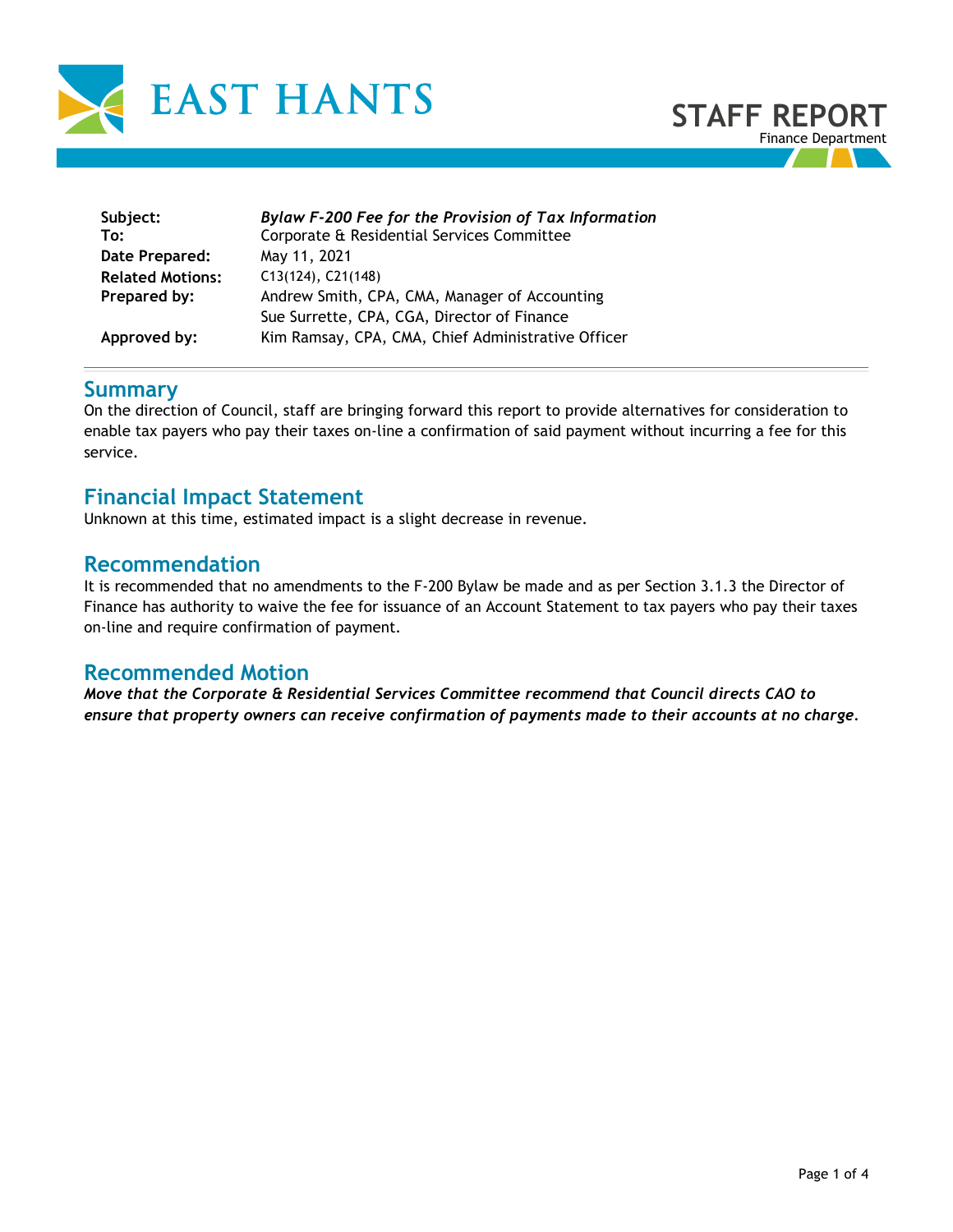EAST HANTS

# STAFF REPORT

Finance Department

| | |
|---|---|
| **Subject:** | ***Bylaw F-200 Fee for the Provision of Tax Information*** |
| **To:** | Corporate & Residential Services Committee |
| **Date Prepared:** | May 11, 2021 |
| **Related Motions:** | C13(124), C21(148) |
| **Prepared by:** | Andrew Smith, CPA, CMA, Manager of Accounting<br>Sue Surrette, CPA, CGA, Director of Finance |
| **Approved by:** | Kim Ramsay, CPA, CMA, Chief Administrative Officer |

## Summary

On the direction of Council, staff are bringing forward this report to provide alternatives for consideration to enable tax payers who pay their taxes on-line a confirmation of said payment without incurring a fee for this service.

## Financial Impact Statement

Unknown at this time, estimated impact is a slight decrease in revenue.

## Recommendation

It is recommended that no amendments to the F-200 Bylaw be made and as per Section 3.1.3 the Director of Finance has authority to waive the fee for issuance of an Account Statement to tax payers who pay their taxes on-line and require confirmation of payment.

## Recommended Motion

***Move that the Corporate & Residential Services Committee recommend that Council directs CAO to ensure that property owners can receive confirmation of payments made to their accounts at no charge.***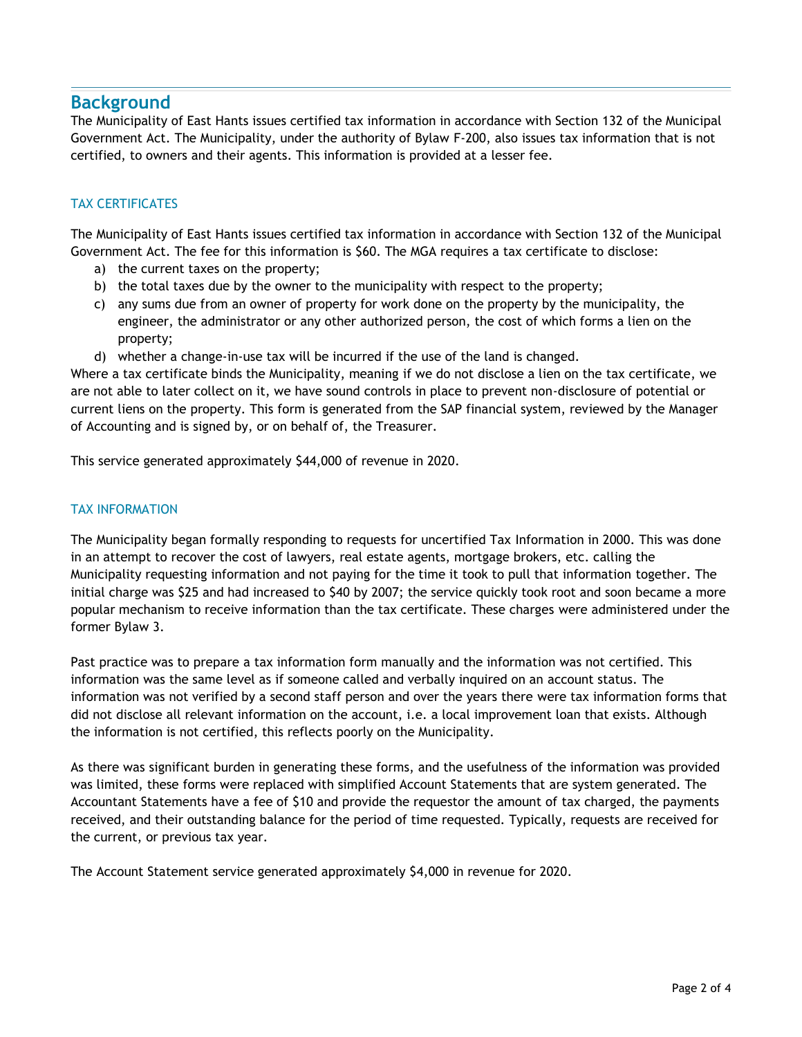## Background

The Municipality of East Hants issues certified tax information in accordance with Section 132 of the Municipal Government Act. The Municipality, under the authority of Bylaw F-200, also issues tax information that is not certified, to owners and their agents. This information is provided at a lesser fee.

### TAX CERTIFICATES

The Municipality of East Hants issues certified tax information in accordance with Section 132 of the Municipal Government Act. The fee for this information is $60. The MGA requires a tax certificate to disclose:

a) the current taxes on the property;
b) the total taxes due by the owner to the municipality with respect to the property;
c) any sums due from an owner of property for work done on the property by the municipality, the engineer, the administrator or any other authorized person, the cost of which forms a lien on the property;
d) whether a change-in-use tax will be incurred if the use of the land is changed.

Where a tax certificate binds the Municipality, meaning if we do not disclose a lien on the tax certificate, we are not able to later collect on it, we have sound controls in place to prevent non-disclosure of potential or current liens on the property. This form is generated from the SAP financial system, reviewed by the Manager of Accounting and is signed by, or on behalf of, the Treasurer.

This service generated approximately $44,000 of revenue in 2020.

### TAX INFORMATION

The Municipality began formally responding to requests for uncertified Tax Information in 2000. This was done in an attempt to recover the cost of lawyers, real estate agents, mortgage brokers, etc. calling the Municipality requesting information and not paying for the time it took to pull that information together. The initial charge was $25 and had increased to $40 by 2007; the service quickly took root and soon became a more popular mechanism to receive information than the tax certificate. These charges were administered under the former Bylaw 3.

Past practice was to prepare a tax information form manually and the information was not certified. This information was the same level as if someone called and verbally inquired on an account status. The information was not verified by a second staff person and over the years there were tax information forms that did not disclose all relevant information on the account, i.e. a local improvement loan that exists. Although the information is not certified, this reflects poorly on the Municipality.

As there was significant burden in generating these forms, and the usefulness of the information was provided was limited, these forms were replaced with simplified Account Statements that are system generated. The Accountant Statements have a fee of $10 and provide the requestor the amount of tax charged, the payments received, and their outstanding balance for the period of time requested. Typically, requests are received for the current, or previous tax year.

The Account Statement service generated approximately $4,000 in revenue for 2020.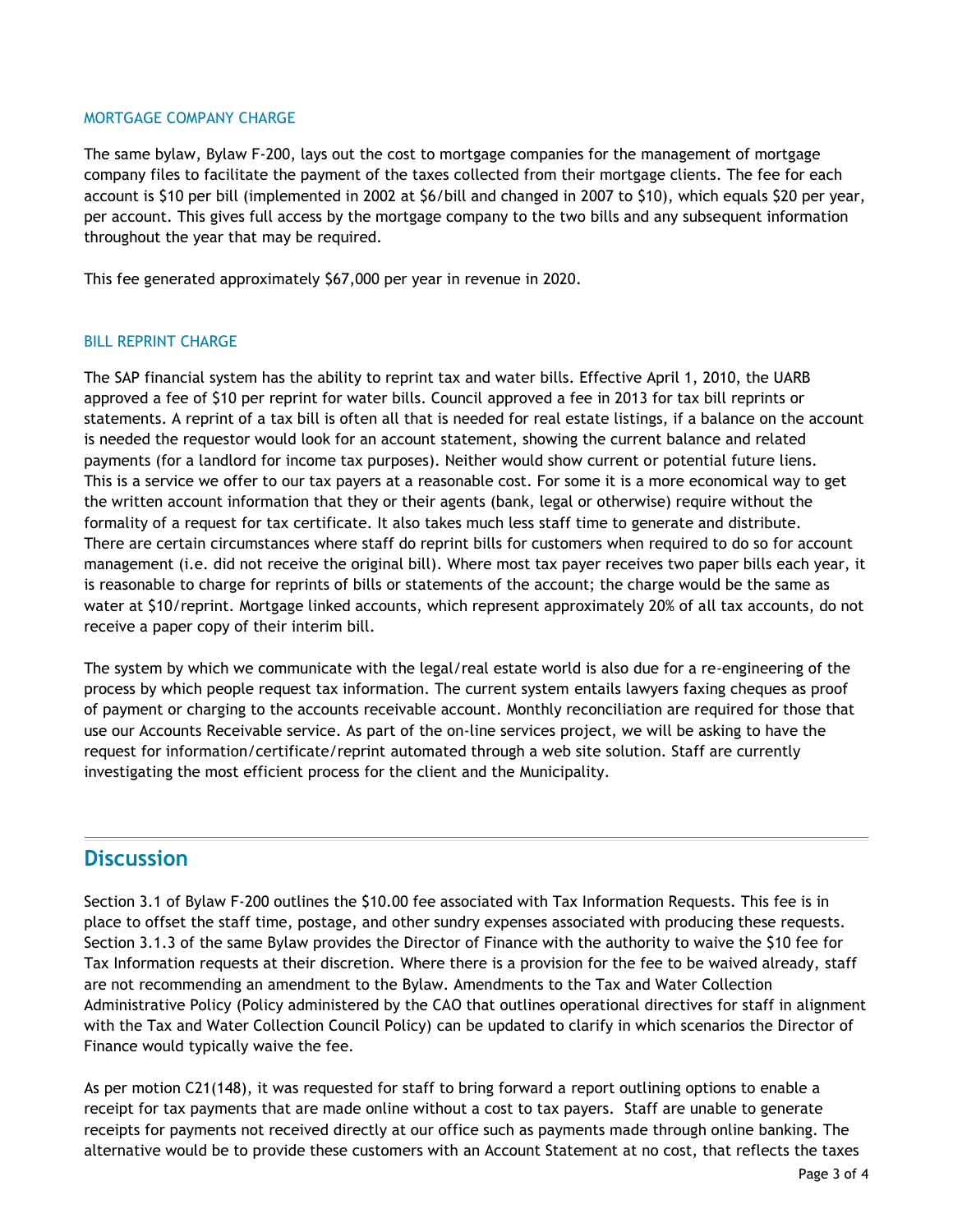### MORTGAGE COMPANY CHARGE

The same bylaw, Bylaw F-200, lays out the cost to mortgage companies for the management of mortgage company files to facilitate the payment of the taxes collected from their mortgage clients. The fee for each account is $10 per bill (implemented in 2002 at $6/bill and changed in 2007 to $10), which equals $20 per year, per account. This gives full access by the mortgage company to the two bills and any subsequent information throughout the year that may be required.

This fee generated approximately $67,000 per year in revenue in 2020.

### BILL REPRINT CHARGE

The SAP financial system has the ability to reprint tax and water bills. Effective April 1, 2010, the UARB approved a fee of $10 per reprint for water bills. Council approved a fee in 2013 for tax bill reprints or statements. A reprint of a tax bill is often all that is needed for real estate listings, if a balance on the account is needed the requestor would look for an account statement, showing the current balance and related payments (for a landlord for income tax purposes). Neither would show current or potential future liens. This is a service we offer to our tax payers at a reasonable cost. For some it is a more economical way to get the written account information that they or their agents (bank, legal or otherwise) require without the formality of a request for tax certificate. It also takes much less staff time to generate and distribute. There are certain circumstances where staff do reprint bills for customers when required to do so for account management (i.e. did not receive the original bill). Where most tax payer receives two paper bills each year, it is reasonable to charge for reprints of bills or statements of the account; the charge would be the same as water at $10/reprint. Mortgage linked accounts, which represent approximately 20% of all tax accounts, do not receive a paper copy of their interim bill.

The system by which we communicate with the legal/real estate world is also due for a re-engineering of the process by which people request tax information. The current system entails lawyers faxing cheques as proof of payment or charging to the accounts receivable account. Monthly reconciliation are required for those that use our Accounts Receivable service. As part of the on-line services project, we will be asking to have the request for information/certificate/reprint automated through a web site solution. Staff are currently investigating the most efficient process for the client and the Municipality.

## Discussion

Section 3.1 of Bylaw F-200 outlines the $10.00 fee associated with Tax Information Requests. This fee is in place to offset the staff time, postage, and other sundry expenses associated with producing these requests. Section 3.1.3 of the same Bylaw provides the Director of Finance with the authority to waive the $10 fee for Tax Information requests at their discretion. Where there is a provision for the fee to be waived already, staff are not recommending an amendment to the Bylaw. Amendments to the Tax and Water Collection Administrative Policy (Policy administered by the CAO that outlines operational directives for staff in alignment with the Tax and Water Collection Council Policy) can be updated to clarify in which scenarios the Director of Finance would typically waive the fee.

As per motion C21(148), it was requested for staff to bring forward a report outlining options to enable a receipt for tax payments that are made online without a cost to tax payers. Staff are unable to generate receipts for payments not received directly at our office such as payments made through online banking. The alternative would be to provide these customers with an Account Statement at no cost, that reflects the taxes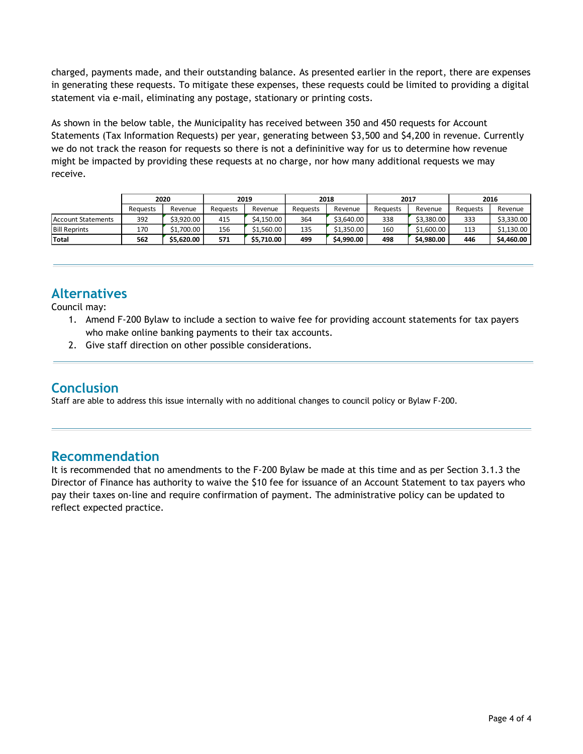charged, payments made, and their outstanding balance. As presented earlier in the report, there are expenses in generating these requests. To mitigate these expenses, these requests could be limited to providing a digital statement via e-mail, eliminating any postage, stationary or printing costs.

As shown in the below table, the Municipality has received between 350 and 450 requests for Account Statements (Tax Information Requests) per year, generating between $3,500 and $4,200 in revenue. Currently we do not track the reason for requests so there is not a defininitive way for us to determine how revenue might be impacted by providing these requests at no charge, nor how many additional requests we may receive.

| | 2020 | | 2019 | | 2018 | | 2017 | | 2016 | |
|---|---|---|---|---|---|---|---|---|---|---|
| | Requests | Revenue | Requests | Revenue | Requests | Revenue | Requests | Revenue | Requests | Revenue |
| Account Statements | 392 | $3,920.00 | 415 | $4,150.00 | 364 | $3,640.00 | 338 | $3,380.00 | 333 | $3,330.00 |
| Bill Reprints | 170 | $1,700.00 | 156 | $1,560.00 | 135 | $1,350.00 | 160 | $1,600.00 | 113 | $1,130.00 |
| **Total** | **562** | **$5,620.00** | **571** | **$5,710.00** | **499** | **$4,990.00** | **498** | **$4,980.00** | **446** | **$4,460.00** |

## Alternatives

Council may:

1. Amend F-200 Bylaw to include a section to waive fee for providing account statements for tax payers who make online banking payments to their tax accounts.
2. Give staff direction on other possible considerations.

## Conclusion

Staff are able to address this issue internally with no additional changes to council policy or Bylaw F-200.

## Recommendation

It is recommended that no amendments to the F-200 Bylaw be made at this time and as per Section 3.1.3 the Director of Finance has authority to waive the $10 fee for issuance of an Account Statement to tax payers who pay their taxes on-line and require confirmation of payment. The administrative policy can be updated to reflect expected practice.